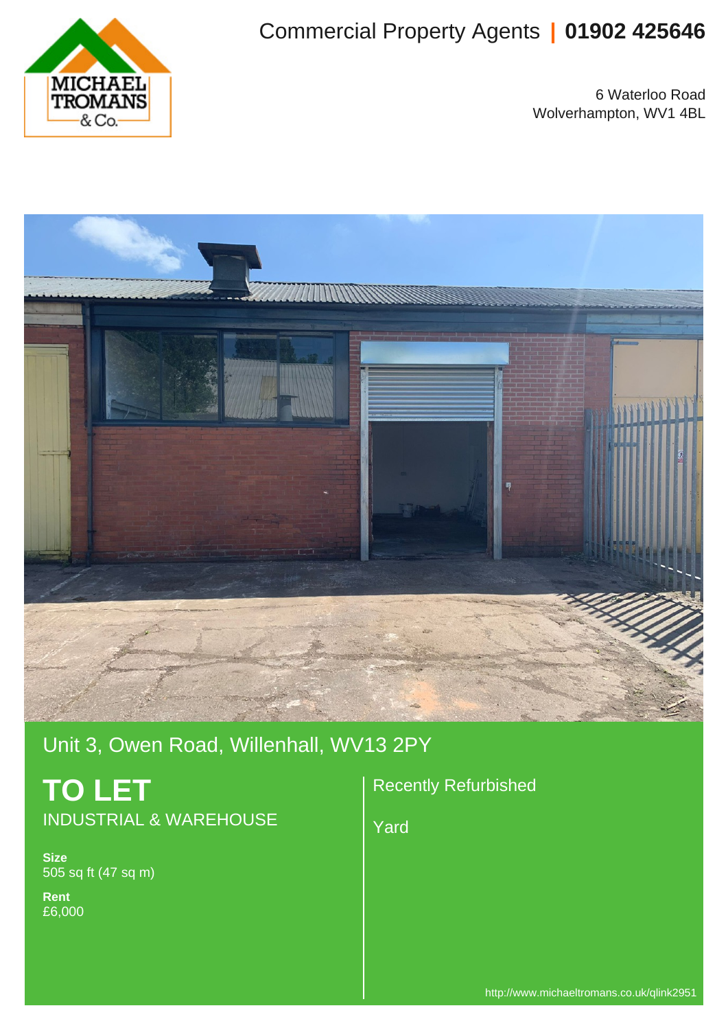Commercial Property Agents | **01902 425646**

6 Waterloo Road
Wolverhampton, WV1 4BL

## Unit 3, Owen Road, Willenhall, WV13 2PY

# TO LET

INDUSTRIAL & WAREHOUSE

**Size**
505 sq ft (47 sq m)

**Rent**
£6,000

Recently Refurbished

Yard

http://www.michaeltromans.co.uk/qlink2951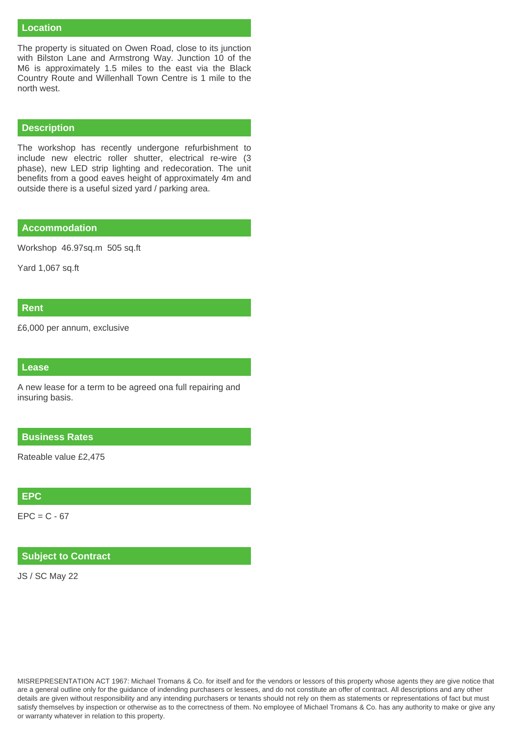## Location

The property is situated on Owen Road, close to its junction with Bilston Lane and Armstrong Way. Junction 10 of the M6 is approximately 1.5 miles to the east via the Black Country Route and Willenhall Town Centre is 1 mile to the north west.

## Description

The workshop has recently undergone refurbishment to include new electric roller shutter, electrical re-wire (3 phase), new LED strip lighting and redecoration. The unit benefits from a good eaves height of approximately 4m and outside there is a useful sized yard / parking area.

## Accommodation

Workshop 46.97sq.m 505 sq.ft

Yard 1,067 sq.ft

## Rent

£6,000 per annum, exclusive

## Lease

A new lease for a term to be agreed ona full repairing and insuring basis.

## Business Rates

Rateable value £2,475

## EPC

EPC = C - 67

## Subject to Contract

JS / SC May 22

MISREPRESENTATION ACT 1967: Michael Tromans & Co. for itself and for the vendors or lessors of this property whose agents they are give notice that are a general outline only for the guidance of indending purchasers or lessees, and do not constitute an offer of contract. All descriptions and any other details are given without responsibility and any intending purchasers or tenants should not rely on them as statements or representations of fact but must satisfy themselves by inspection or otherwise as to the correctness of them. No employee of Michael Tromans & Co. has any authority to make or give any or warranty whatever in relation to this property.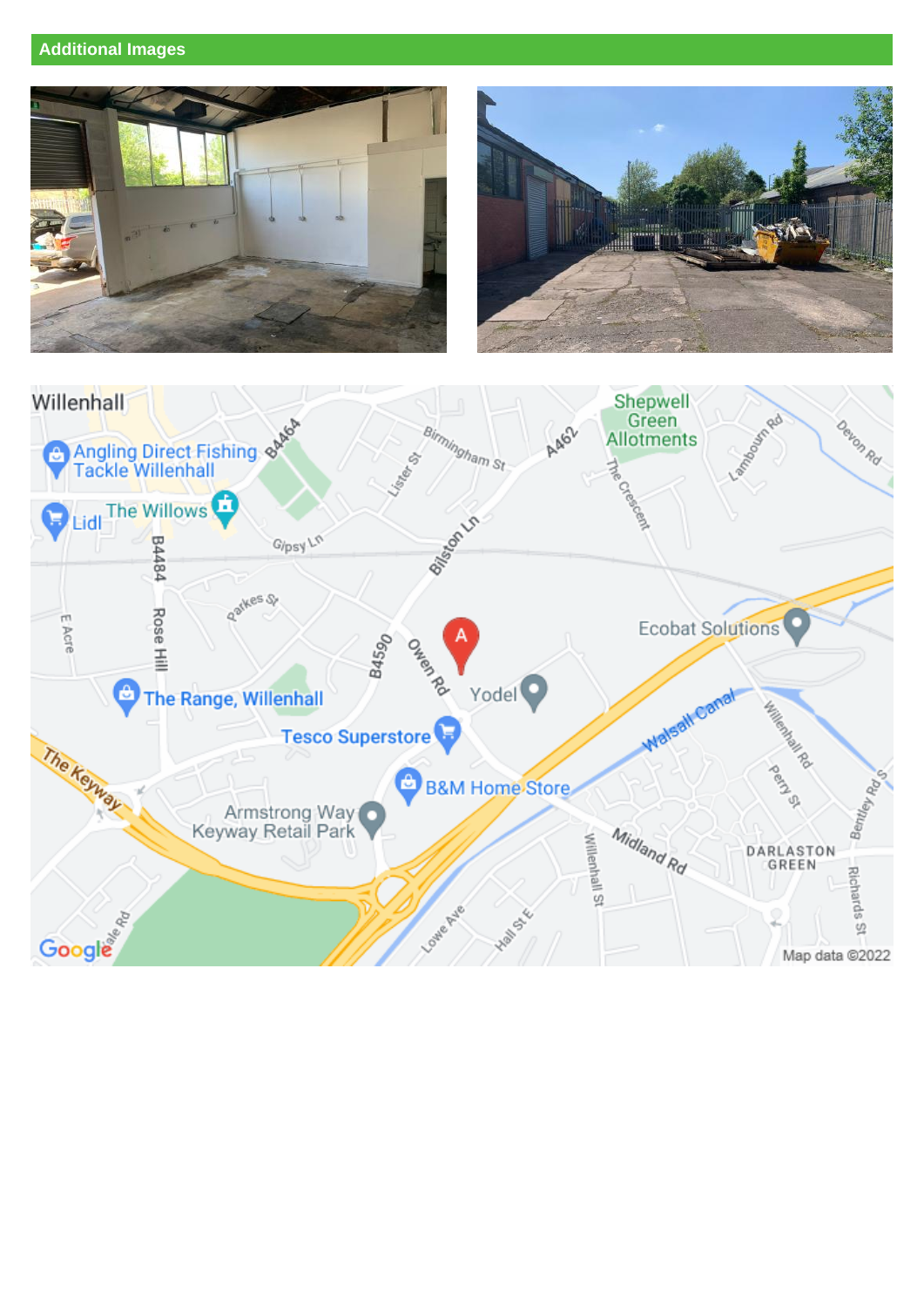## Additional Images

Willenhall
Angling Direct Fishing Tackle Willenhall
Lidl
The Willows
B4464
Birmingham St
Lister St
A462
Shepwell Green Allotments
The Crescent
Lambourn Rd
Devon Rd
Gipsy Ln
Bilston Ln
B4484
Rose Hill
E Acre
Parkes St
B4590
Owen Rd
Ecobat Solutions
Yodel
The Range, Willenhall
Tesco Superstore
Walsall Canal
Willenhall Rd
Perry St
B&M Home Store
The Keyway
Armstrong Way
Keyway Retail Park
Midland Rd
DARLASTON GREEN
Bentley Rd S
Richards St
Willenhall St
Lowe Ave
Hall St E
Map data ©2022